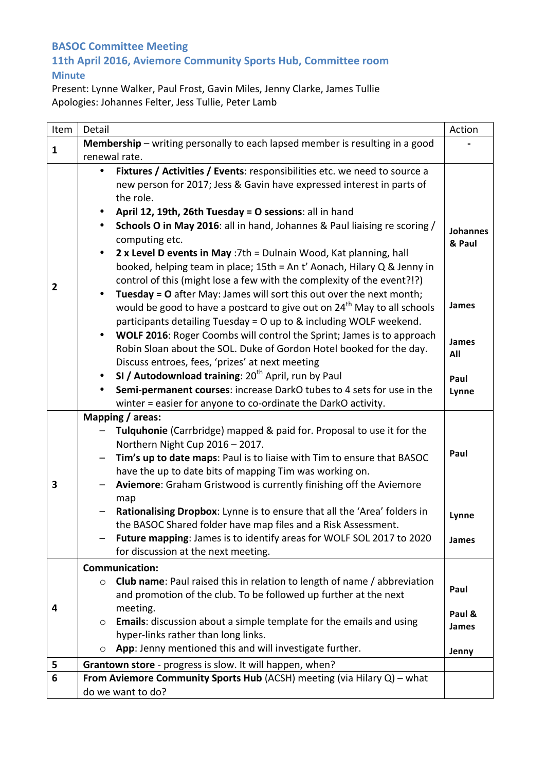### BASOC Committee Meeting

### 11th April 2016, Aviemore Community Sports Hub, Committee room

### Minute

Present: Lynne Walker, Paul Frost, Gavin Miles, Jenny Clarke, James Tullie
Apologies: Johannes Felter, Jess Tullie, Peter Lamb

| Item | Detail | Action |
|---|---|---|
| 1 | **Membership** – writing personally to each lapsed member is resulting in a good renewal rate. | - |
| 2 | • **Fixtures / Activities / Events**: responsibilities etc. we need to source a new person for 2017; Jess & Gavin have expressed interest in parts of the role.<br>• **April 12, 19th, 26th Tuesday = O sessions**: all in hand<br>• **Schools O in May 2016**: all in hand, Johannes & Paul liaising re scoring / computing etc.<br>• **2 x Level D events in May** :7th = Dulnain Wood, Kat planning, hall booked, helping team in place; 15th = An t' Aonach, Hilary Q & Jenny in control of this (might lose a few with the complexity of the event?!?)<br>• **Tuesday = O** after May: James will sort this out over the next month; would be good to have a postcard to give out on 24th May to all schools participants detailing Tuesday = O up to & including WOLF weekend.<br>• **WOLF 2016**: Roger Coombs will control the Sprint; James is to approach Robin Sloan about the SOL. Duke of Gordon Hotel booked for the day. Discuss entroes, fees, 'prizes' at next meeting<br>• **SI / Autodownload training**: 20th April, run by Paul<br>• **Semi-permanent courses**: increase DarkO tubes to 4 sets for use in the winter = easier for anyone to co-ordinate the DarkO activity. | **Johannes & Paul**<br><br>**James**<br><br>**James**<br>**All**<br><br>**Paul**<br>**Lynne** |
| 3 | **Mapping / areas:**<br>– **Tulquhonie** (Carrbridge) mapped & paid for. Proposal to use it for the Northern Night Cup 2016 – 2017.<br>– **Tim's up to date maps**: Paul is to liaise with Tim to ensure that BASOC have the up to date bits of mapping Tim was working on.<br>– **Aviemore**: Graham Gristwood is currently finishing off the Aviemore map<br>– **Rationalising Dropbox**: Lynne is to ensure that all the 'Area' folders in the BASOC Shared folder have map files and a Risk Assessment.<br>– **Future mapping**: James is to identify areas for WOLF SOL 2017 to 2020 for discussion at the next meeting. | **Paul**<br><br>**Lynne**<br><br>**James** |
| 4 | **Communication:**<br>○ **Club name**: Paul raised this in relation to length of name / abbreviation and promotion of the club. To be followed up further at the next meeting.<br>○ **Emails**: discussion about a simple template for the emails and using hyper-links rather than long links.<br>○ **App**: Jenny mentioned this and will investigate further. | **Paul**<br><br>**Paul & James**<br><br>**Jenny** |
| 5 | **Grantown store** - progress is slow. It will happen, when? | |
| 6 | **From Aviemore Community Sports Hub** (ACSH) meeting (via Hilary Q) – what do we want to do? | |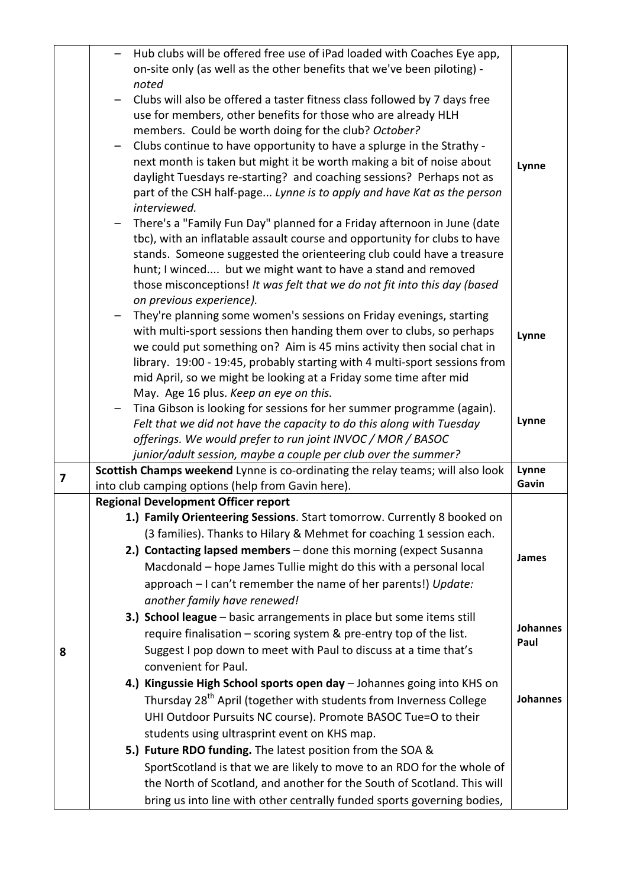| | | |
|---|---|---|
| | – Hub clubs will be offered free use of iPad loaded with Coaches Eye app, on-site only (as well as the other benefits that we've been piloting) - *noted*<br>– Clubs will also be offered a taster fitness class followed by 7 days free use for members, other benefits for those who are already HLH members. Could be worth doing for the club? *October?*<br>– Clubs continue to have opportunity to have a splurge in the Strathy - next month is taken but might it be worth making a bit of noise about daylight Tuesdays re-starting? and coaching sessions? Perhaps not as part of the CSH half-page... *Lynne is to apply and have Kat as the person interviewed.*<br>– There's a "Family Fun Day" planned for a Friday afternoon in June (date tbc), with an inflatable assault course and opportunity for clubs to have stands. Someone suggested the orienteering club could have a treasure hunt; I winced.... but we might want to have a stand and removed those misconceptions! *It was felt that we do not fit into this day (based on previous experience).*<br>– They're planning some women's sessions on Friday evenings, starting with multi-sport sessions then handing them over to clubs, so perhaps we could put something on? Aim is 45 mins activity then social chat in library. 19:00 - 19:45, probably starting with 4 multi-sport sessions from mid April, so we might be looking at a Friday some time after mid May. Age 16 plus. *Keep an eye on this.*<br>– Tina Gibson is looking for sessions for her summer programme (again). *Felt that we did not have the capacity to do this along with Tuesday offerings. We would prefer to run joint INVOC / MOR / BASOC junior/adult session, maybe a couple per club over the summer?* | **Lynne**<br><br>**Lynne**<br><br>**Lynne** |
| **7** | **Scottish Champs weekend** Lynne is co-ordinating the relay teams; will also look into club camping options (help from Gavin here). | **Lynne**<br>**Gavin** |
| **8** | **Regional Development Officer report**<br>1.) **Family Orienteering Sessions**. Start tomorrow. Currently 8 booked on (3 families). Thanks to Hilary & Mehmet for coaching 1 session each.<br>2.) **Contacting lapsed members** – done this morning (expect Susanna Macdonald – hope James Tullie might do this with a personal local approach – I can't remember the name of her parents!) *Update: another family have renewed!*<br>3.) **School league** – basic arrangements in place but some items still require finalisation – scoring system & pre-entry top of the list. Suggest I pop down to meet with Paul to discuss at a time that's convenient for Paul.<br>4.) **Kingussie High School sports open day** – Johannes going into KHS on Thursday 28th April (together with students from Inverness College UHI Outdoor Pursuits NC course). Promote BASOC Tue=O to their students using ultrasprint event on KHS map.<br>5.) **Future RDO funding.** The latest position from the SOA & SportScotland is that we are likely to move to an RDO for the whole of the North of Scotland, and another for the South of Scotland. This will bring us into line with other centrally funded sports governing bodies, | **James**<br><br>**Johannes**<br>**Paul**<br><br>**Johannes** |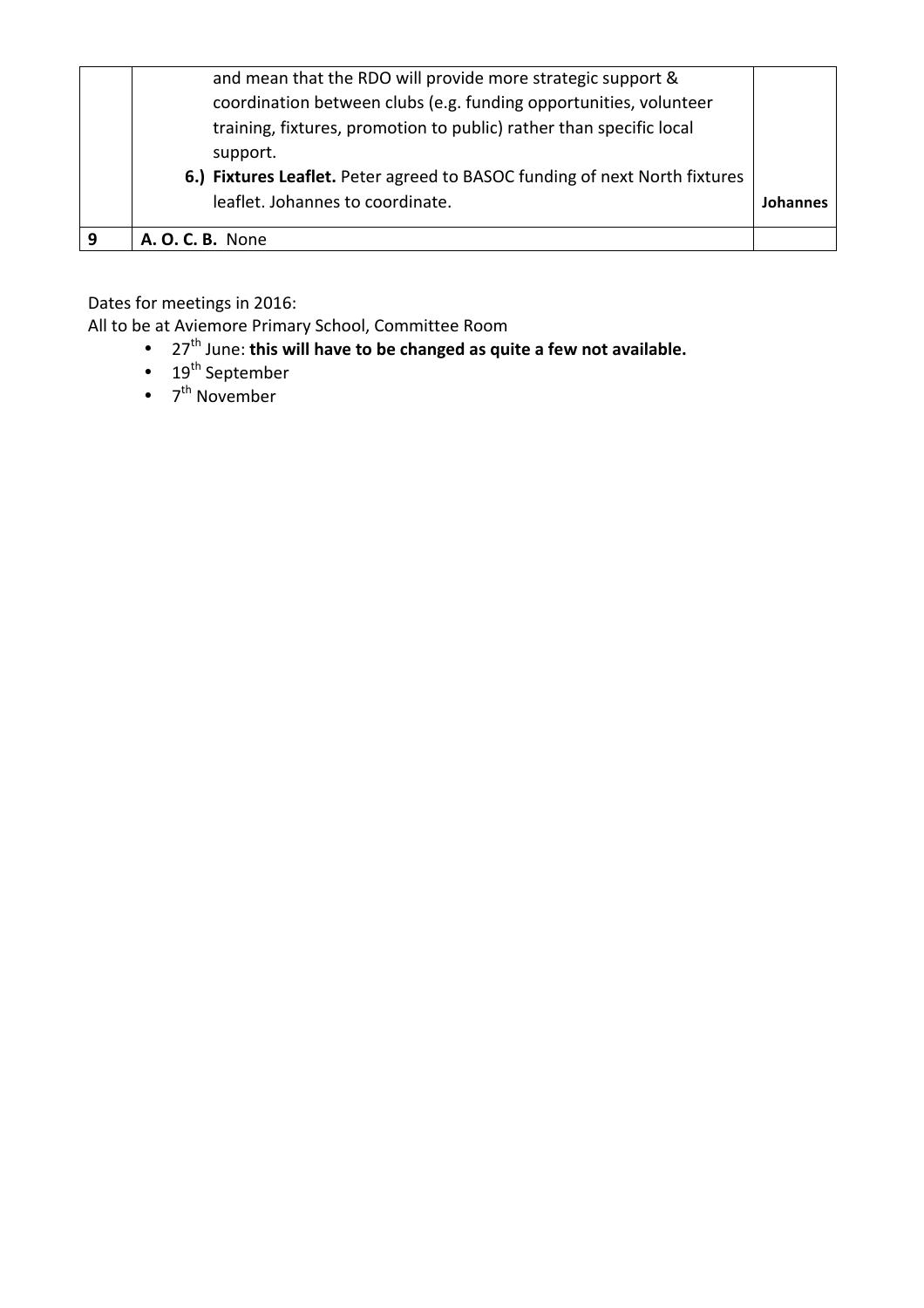| | | |
|---|---|---|
| | and mean that the RDO will provide more strategic support & coordination between clubs (e.g. funding opportunities, volunteer training, fixtures, promotion to public) rather than specific local support.<br>**6.) Fixtures Leaflet.** Peter agreed to BASOC funding of next North fixtures leaflet. Johannes to coordinate. | **Johannes** |
| **9** | **A. O. C. B.** None | |

Dates for meetings in 2016:
All to be at Aviemore Primary School, Committee Room

- 27th June: **this will have to be changed as quite a few not available.**
- 19th September
- 7th November